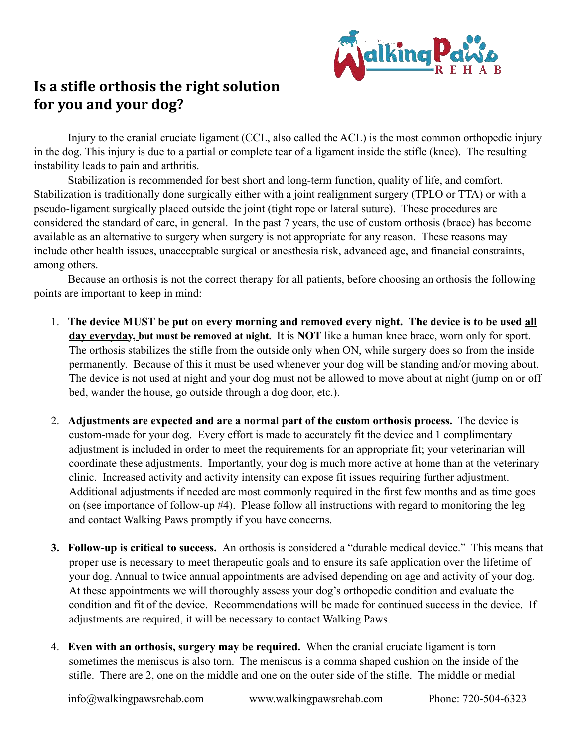## Is a stifle orthosis the right solution for you and your dog?

Injury to the cranial cruciate ligament (CCL, also called the ACL) is the most common orthopedic injury in the dog. This injury is due to a partial or complete tear of a ligament inside the stifle (knee). The resulting instability leads to pain and arthritis.

Stabilization is recommended for best short and long-term function, quality of life, and comfort. Stabilization is traditionally done surgically either with a joint realignment surgery (TPLO or TTA) or with a pseudo-ligament surgically placed outside the joint (tight rope or lateral suture). These procedures are considered the standard of care, in general. In the past 7 years, the use of custom orthosis (brace) has become available as an alternative to surgery when surgery is not appropriate for any reason. These reasons may include other health issues, unacceptable surgical or anesthesia risk, advanced age, and financial constraints, among others.

Because an orthosis is not the correct therapy for all patients, before choosing an orthosis the following points are important to keep in mind:

1. **The device MUST be put on every morning and removed every night. The device is to be used <u>all day everyday,</u> but must be removed at night.** It is **NOT** like a human knee brace, worn only for sport. The orthosis stabilizes the stifle from the outside only when ON, while surgery does so from the inside permanently. Because of this it must be used whenever your dog will be standing and/or moving about. The device is not used at night and your dog must not be allowed to move about at night (jump on or off bed, wander the house, go outside through a dog door, etc.).

2. **Adjustments are expected and are a normal part of the custom orthosis process.** The device is custom-made for your dog. Every effort is made to accurately fit the device and 1 complimentary adjustment is included in order to meet the requirements for an appropriate fit; your veterinarian will coordinate these adjustments. Importantly, your dog is much more active at home than at the veterinary clinic. Increased activity and activity intensity can expose fit issues requiring further adjustment. Additional adjustments if needed are most commonly required in the first few months and as time goes on (see importance of follow-up #4). Please follow all instructions with regard to monitoring the leg and contact Walking Paws promptly if you have concerns.

3. **Follow-up is critical to success.** An orthosis is considered a "durable medical device." This means that proper use is necessary to meet therapeutic goals and to ensure its safe application over the lifetime of your dog. Annual to twice annual appointments are advised depending on age and activity of your dog. At these appointments we will thoroughly assess your dog's orthopedic condition and evaluate the condition and fit of the device. Recommendations will be made for continued success in the device. If adjustments are required, it will be necessary to contact Walking Paws.

4. **Even with an orthosis, surgery may be required.** When the cranial cruciate ligament is torn sometimes the meniscus is also torn. The meniscus is a comma shaped cushion on the inside of the stifle. There are 2, one on the middle and one on the outer side of the stifle. The middle or medial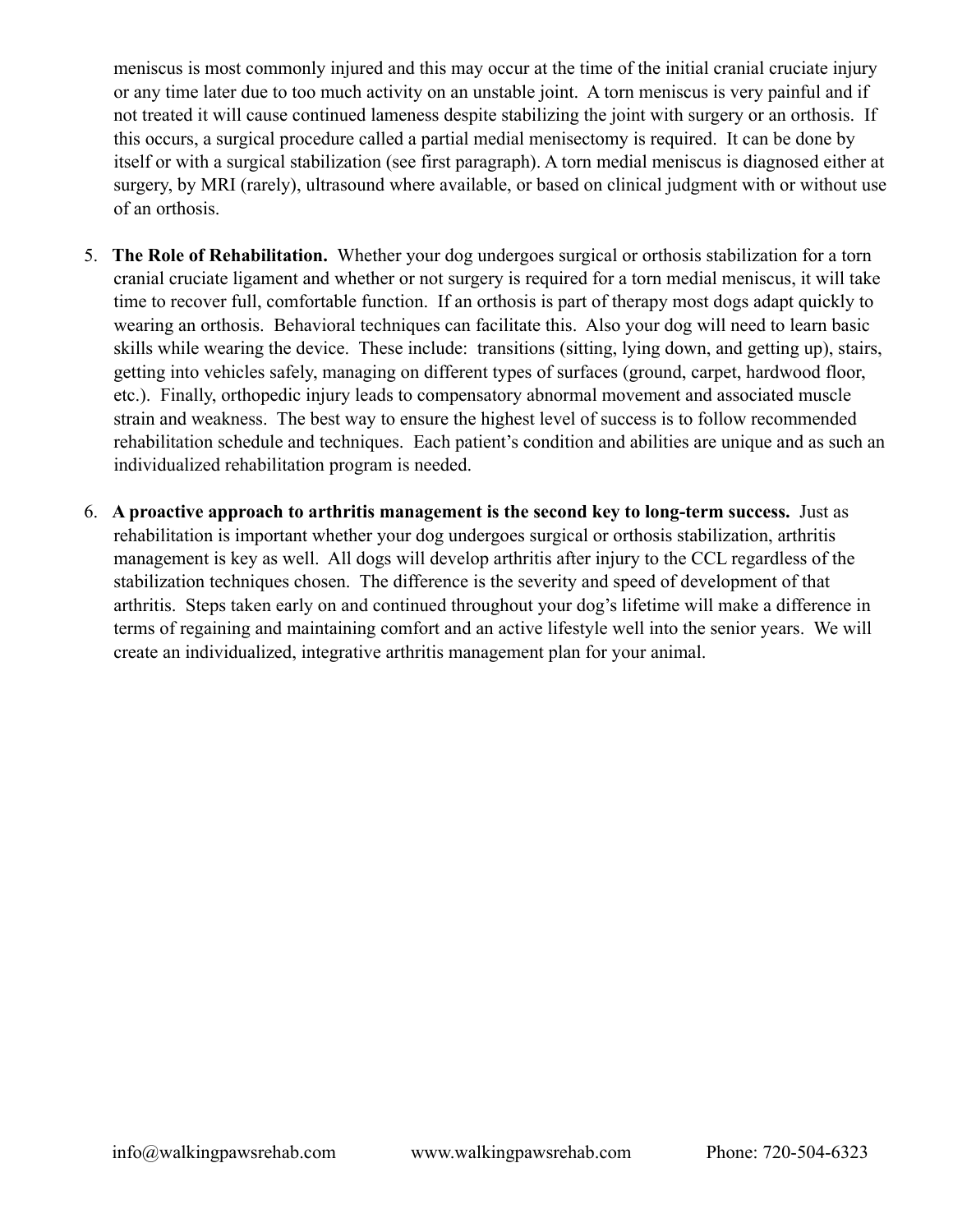meniscus is most commonly injured and this may occur at the time of the initial cranial cruciate injury or any time later due to too much activity on an unstable joint. A torn meniscus is very painful and if not treated it will cause continued lameness despite stabilizing the joint with surgery or an orthosis. If this occurs, a surgical procedure called a partial medial menisectomy is required. It can be done by itself or with a surgical stabilization (see first paragraph). A torn medial meniscus is diagnosed either at surgery, by MRI (rarely), ultrasound where available, or based on clinical judgment with or without use of an orthosis.

5. **The Role of Rehabilitation.** Whether your dog undergoes surgical or orthosis stabilization for a torn cranial cruciate ligament and whether or not surgery is required for a torn medial meniscus, it will take time to recover full, comfortable function. If an orthosis is part of therapy most dogs adapt quickly to wearing an orthosis. Behavioral techniques can facilitate this. Also your dog will need to learn basic skills while wearing the device. These include: transitions (sitting, lying down, and getting up), stairs, getting into vehicles safely, managing on different types of surfaces (ground, carpet, hardwood floor, etc.). Finally, orthopedic injury leads to compensatory abnormal movement and associated muscle strain and weakness. The best way to ensure the highest level of success is to follow recommended rehabilitation schedule and techniques. Each patient's condition and abilities are unique and as such an individualized rehabilitation program is needed.

6. **A proactive approach to arthritis management is the second key to long-term success.** Just as rehabilitation is important whether your dog undergoes surgical or orthosis stabilization, arthritis management is key as well. All dogs will develop arthritis after injury to the CCL regardless of the stabilization techniques chosen. The difference is the severity and speed of development of that arthritis. Steps taken early on and continued throughout your dog's lifetime will make a difference in terms of regaining and maintaining comfort and an active lifestyle well into the senior years. We will create an individualized, integrative arthritis management plan for your animal.

info@walkingpawsrehab.com www.walkingpawsrehab.com Phone: 720-504-6323